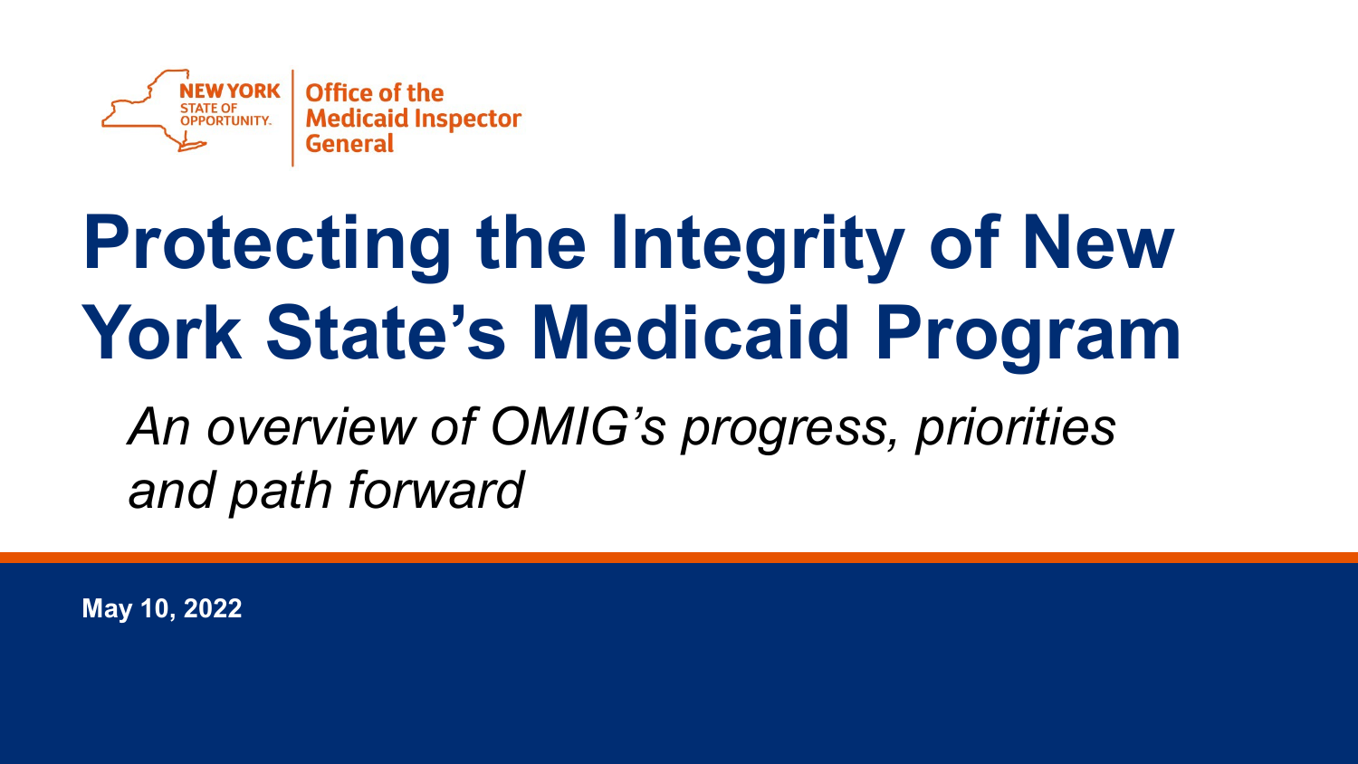NEW YORK STATE OF OPPORTUNITY. | Office of the Medicaid Inspector General

# Protecting the Integrity of New York State's Medicaid Program

*An overview of OMIG's progress, priorities and path forward*

**May 10, 2022**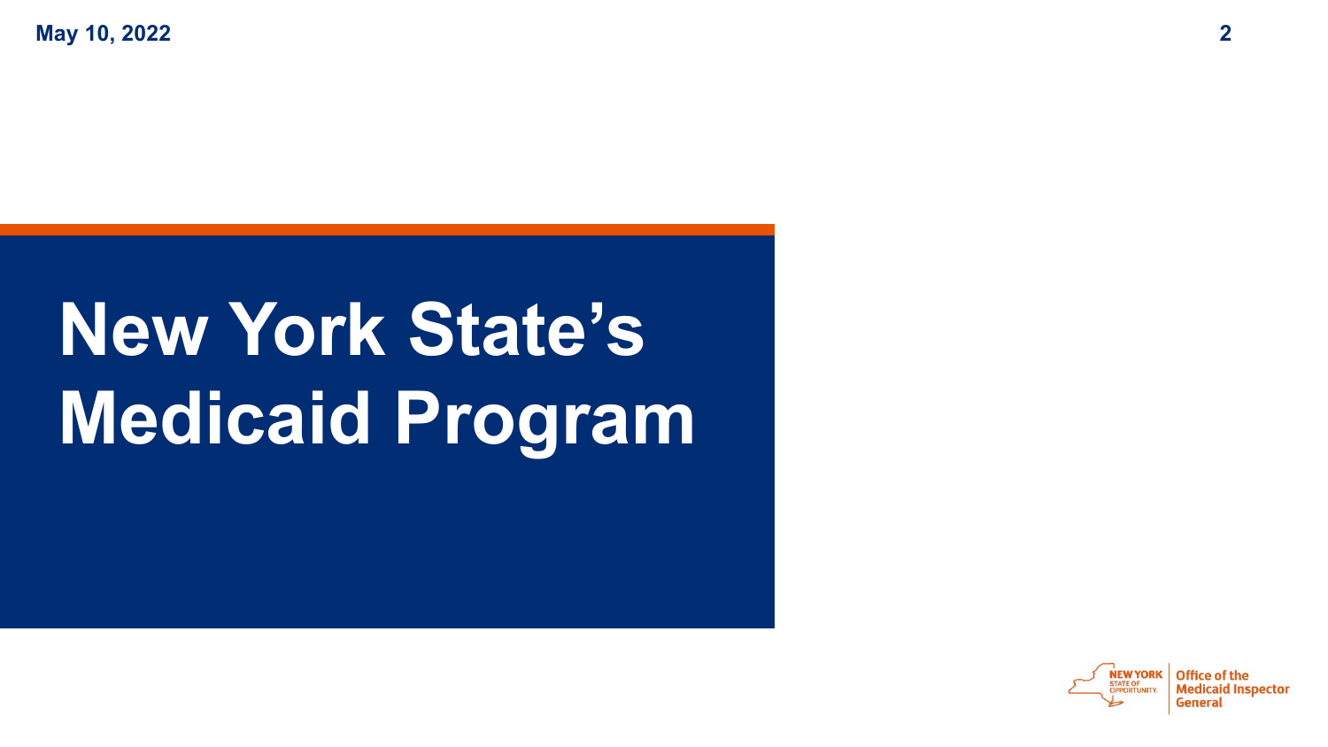# New York State's Medicaid Program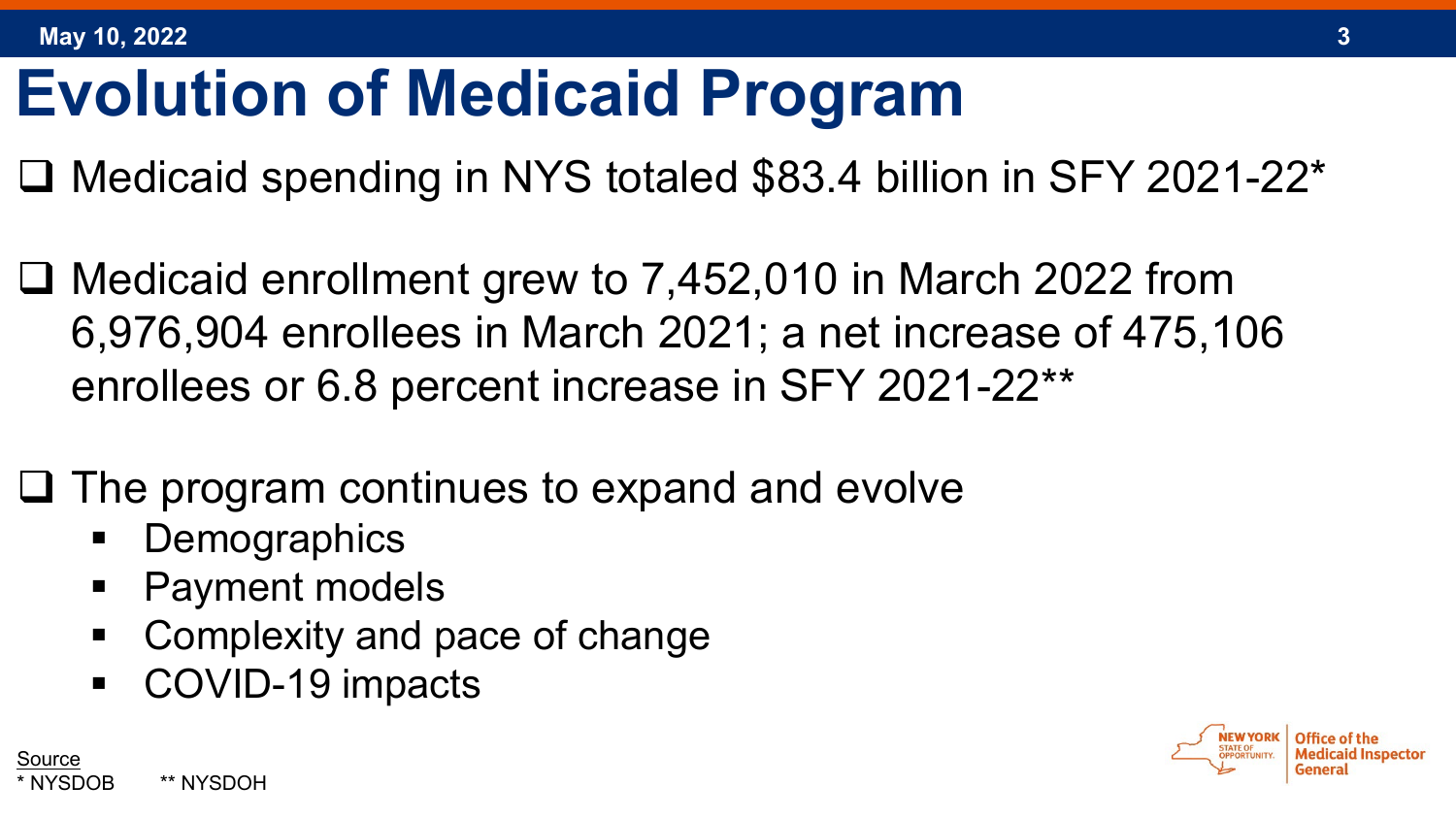# Evolution of Medicaid Program

- Medicaid spending in NYS totaled $83.4 billion in SFY 2021-22*

- Medicaid enrollment grew to 7,452,010 in March 2022 from 6,976,904 enrollees in March 2021; a net increase of 475,106 enrollees or 6.8 percent increase in SFY 2021-22**

- The program continues to expand and evolve
  - Demographics
  - Payment models
  - Complexity and pace of change
  - COVID-19 impacts

Source
* NYSDOB ** NYSDOH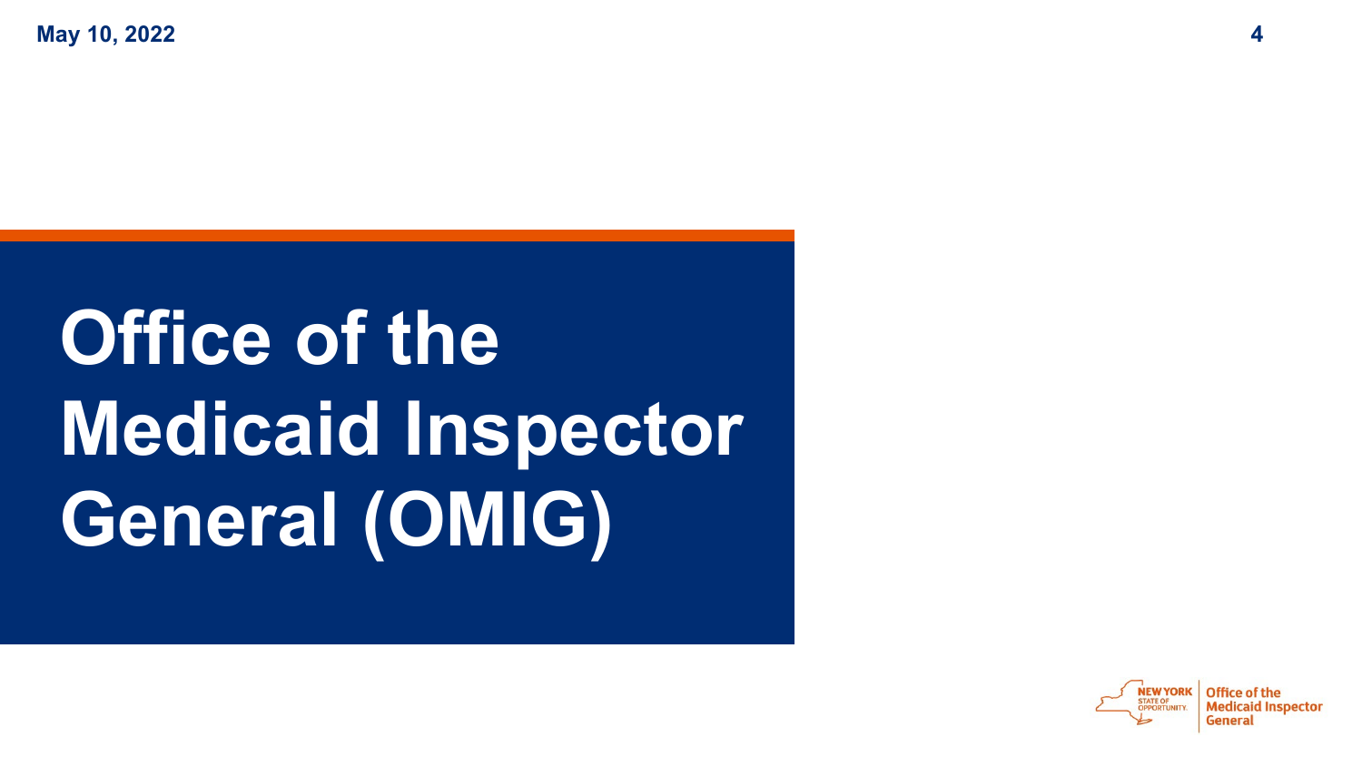# Office of the Medicaid Inspector General (OMIG)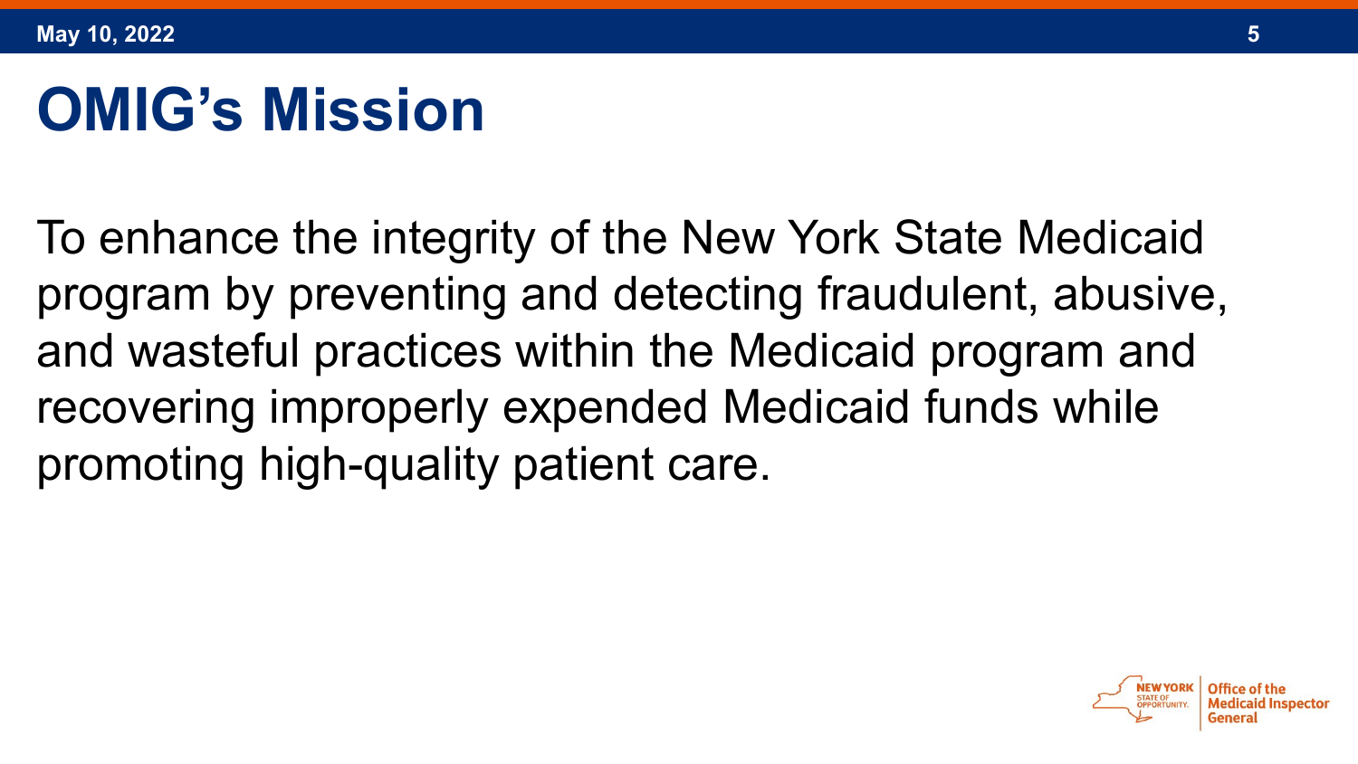# OMIG's Mission

To enhance the integrity of the New York State Medicaid program by preventing and detecting fraudulent, abusive, and wasteful practices within the Medicaid program and recovering improperly expended Medicaid funds while promoting high-quality patient care.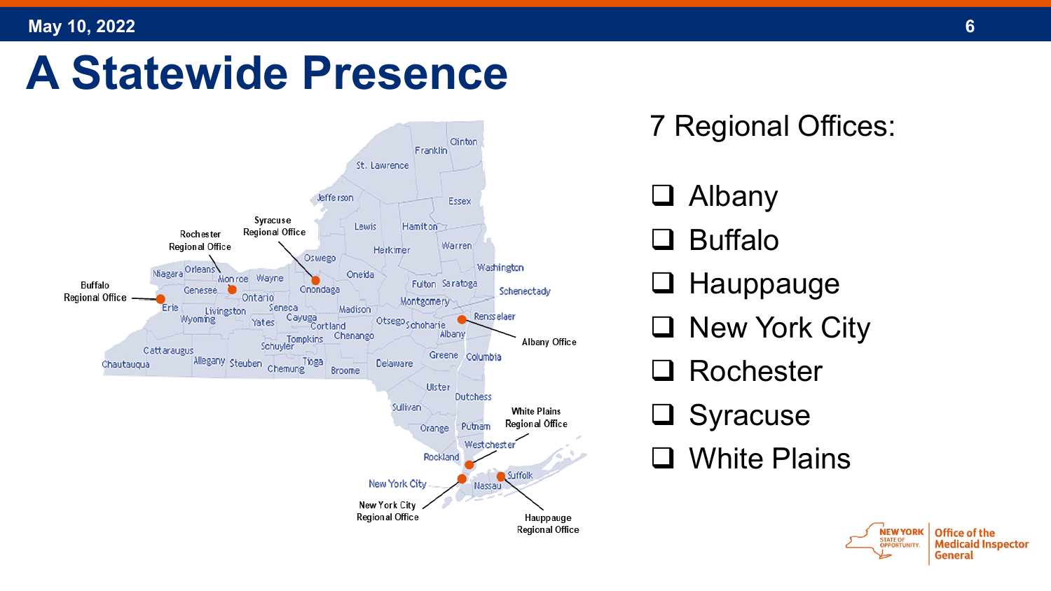# A Statewide Presence

7 Regional Offices:

- Albany
- Buffalo
- Hauppauge
- New York City
- Rochester
- Syracuse
- White Plains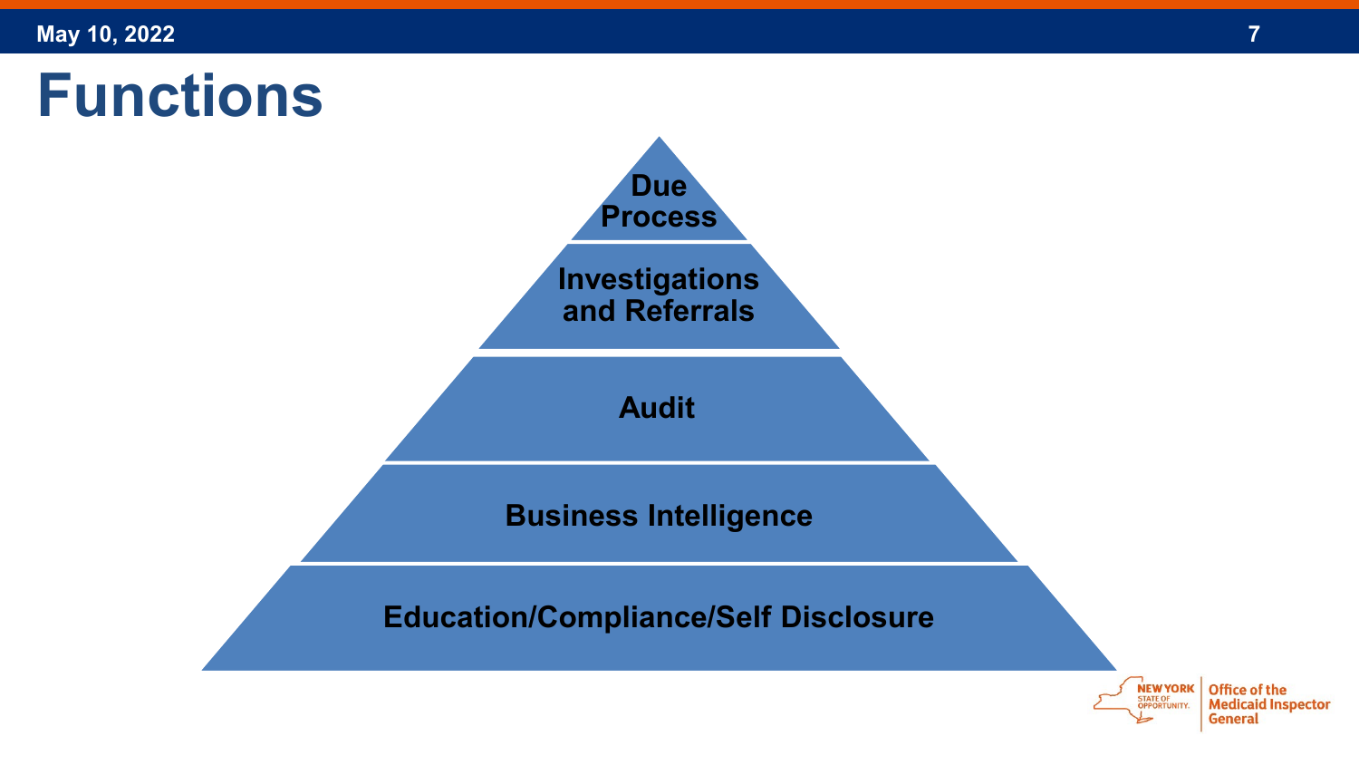# Functions

- Due Process
- Investigations and Referrals
- Audit
- Business Intelligence
- Education/Compliance/Self Disclosure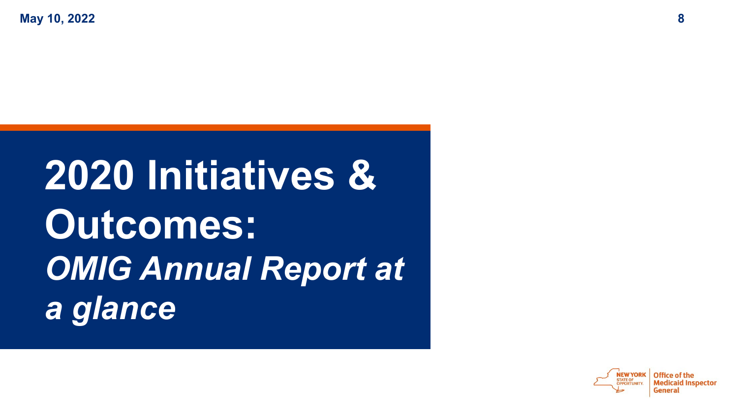# 2020 Initiatives & Outcomes:

## *OMIG Annual Report at a glance*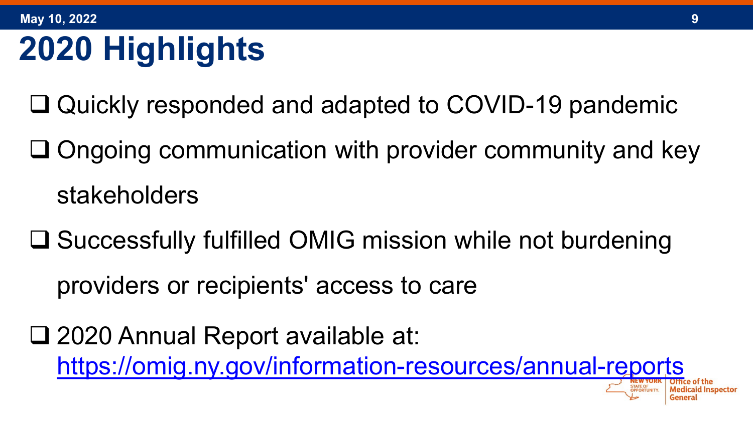# 2020 Highlights

- ❑ Quickly responded and adapted to COVID-19 pandemic
- ❑ Ongoing communication with provider community and key stakeholders
- ❑ Successfully fulfilled OMIG mission while not burdening providers or recipients' access to care
- ❑ 2020 Annual Report available at: https://omig.ny.gov/information-resources/annual-reports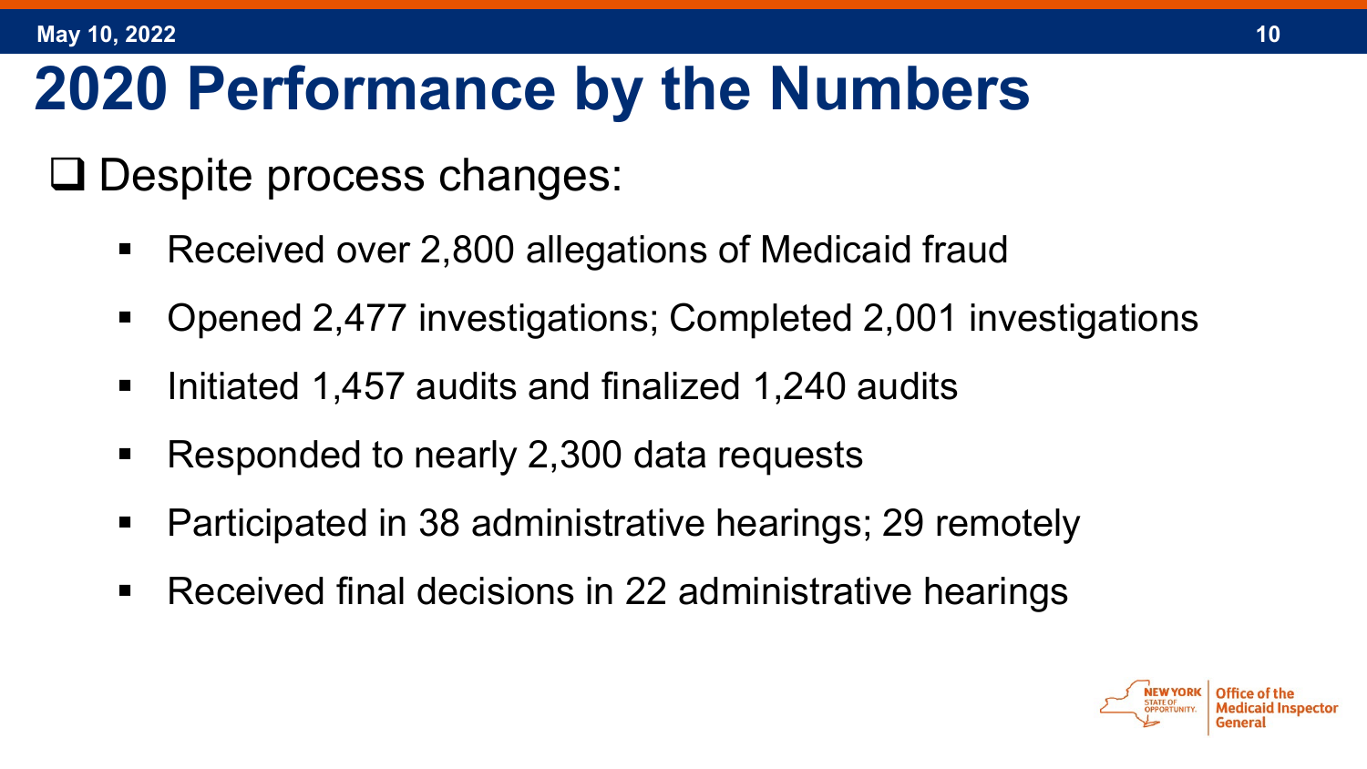# 2020 Performance by the Numbers

- Despite process changes:
  - Received over 2,800 allegations of Medicaid fraud
  - Opened 2,477 investigations; Completed 2,001 investigations
  - Initiated 1,457 audits and finalized 1,240 audits
  - Responded to nearly 2,300 data requests
  - Participated in 38 administrative hearings; 29 remotely
  - Received final decisions in 22 administrative hearings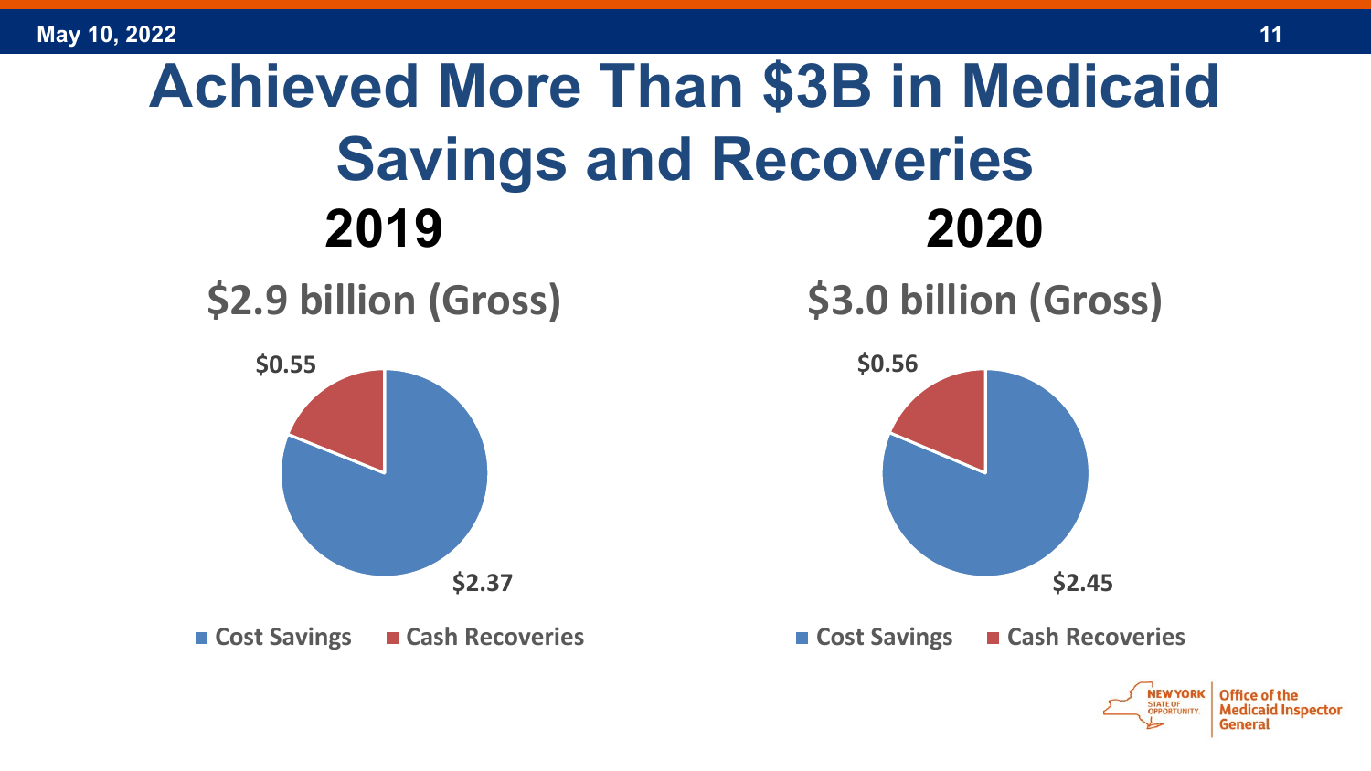# Achieved More Than $3B in Medicaid Savings and Recoveries

## 2019

### $2.9 billion (Gross)

| Category | Amount |
| --- | --- |
| Cost Savings | $2.37 |
| Cash Recoveries | $0.55 |

## 2020

### $3.0 billion (Gross)

| Category | Amount |
| --- | --- |
| Cost Savings | $2.45 |
| Cash Recoveries | $0.56 |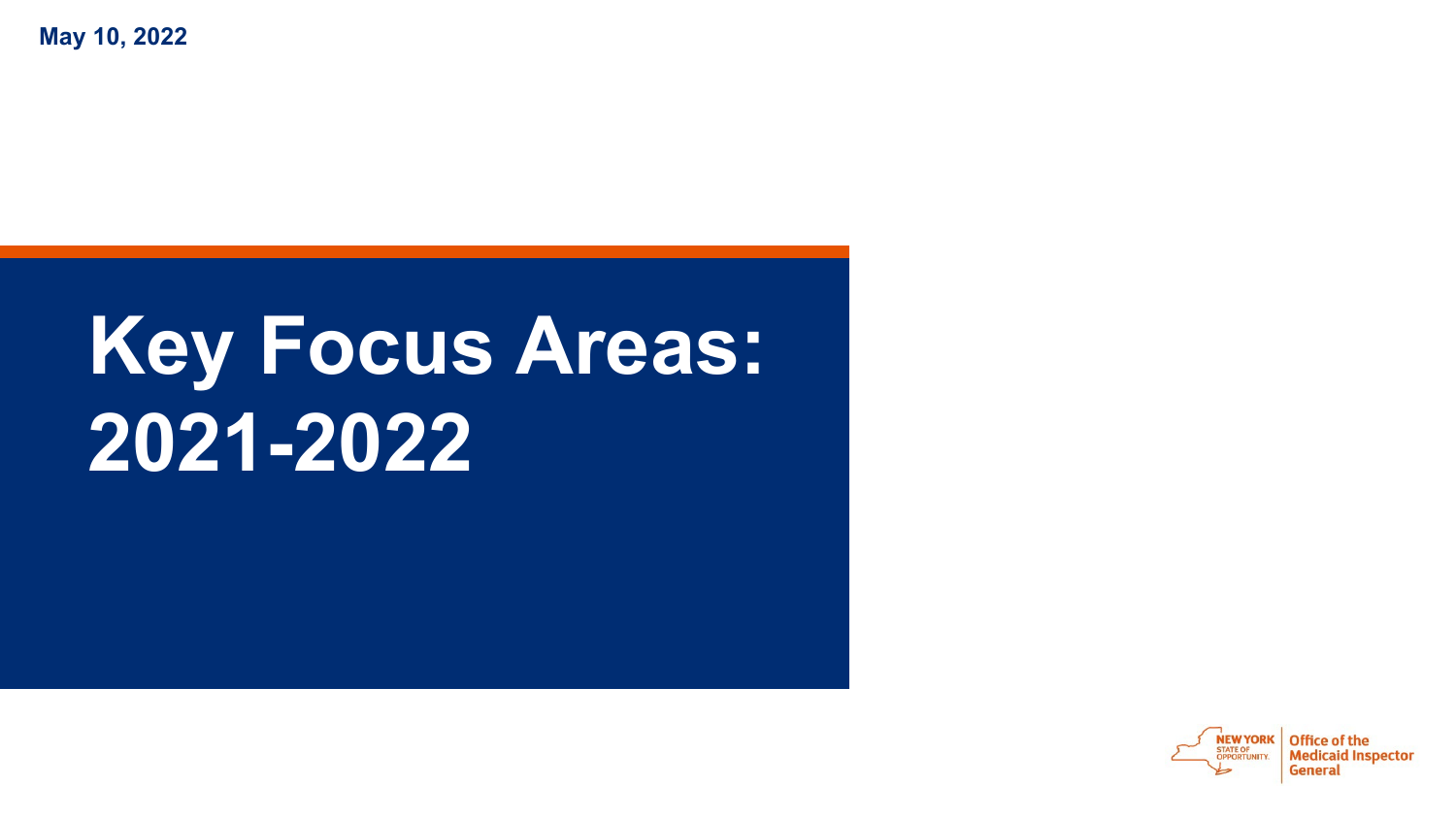May 10, 2022

# Key Focus Areas: 2021-2022

NEW YORK STATE OF OPPORTUNITY. | Office of the Medicaid Inspector General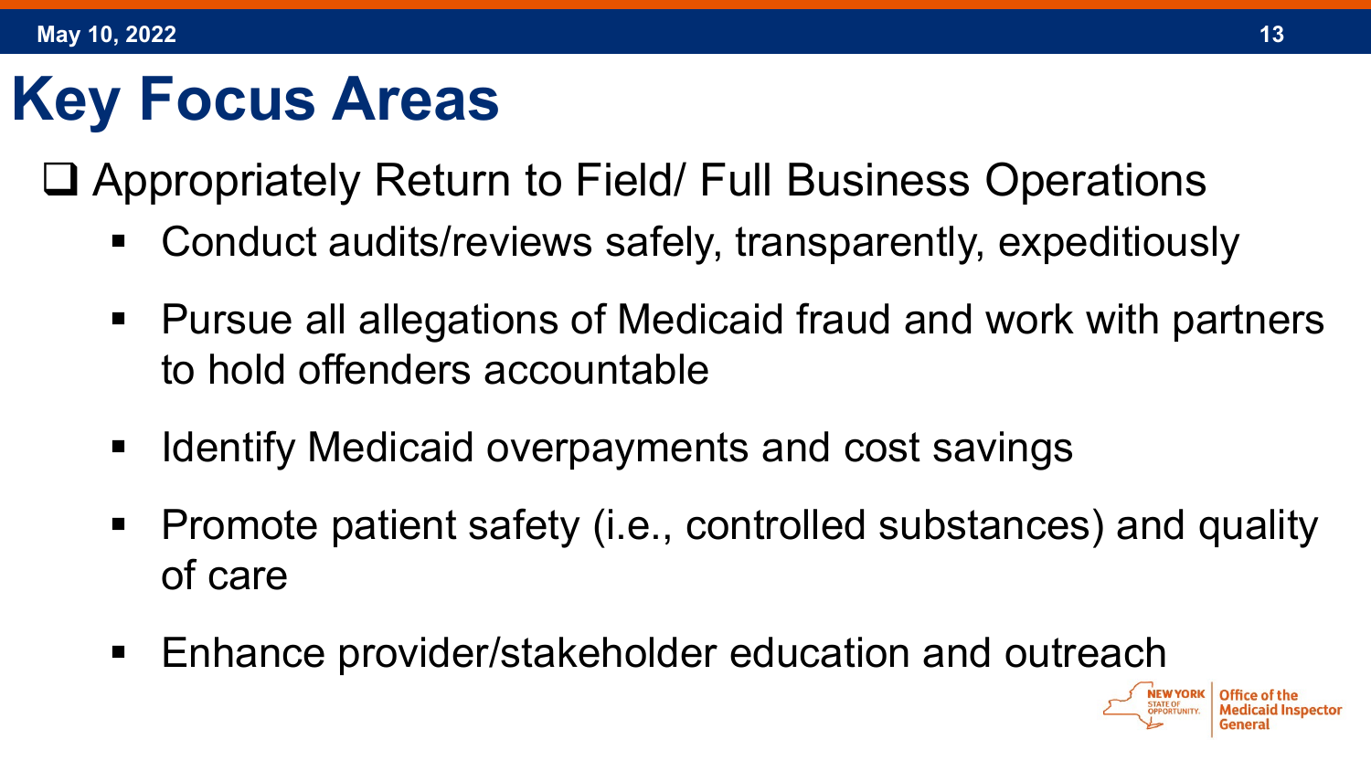# Key Focus Areas

- Appropriately Return to Field/ Full Business Operations
  - Conduct audits/reviews safely, transparently, expeditiously
  - Pursue all allegations of Medicaid fraud and work with partners to hold offenders accountable
  - Identify Medicaid overpayments and cost savings
  - Promote patient safety (i.e., controlled substances) and quality of care
  - Enhance provider/stakeholder education and outreach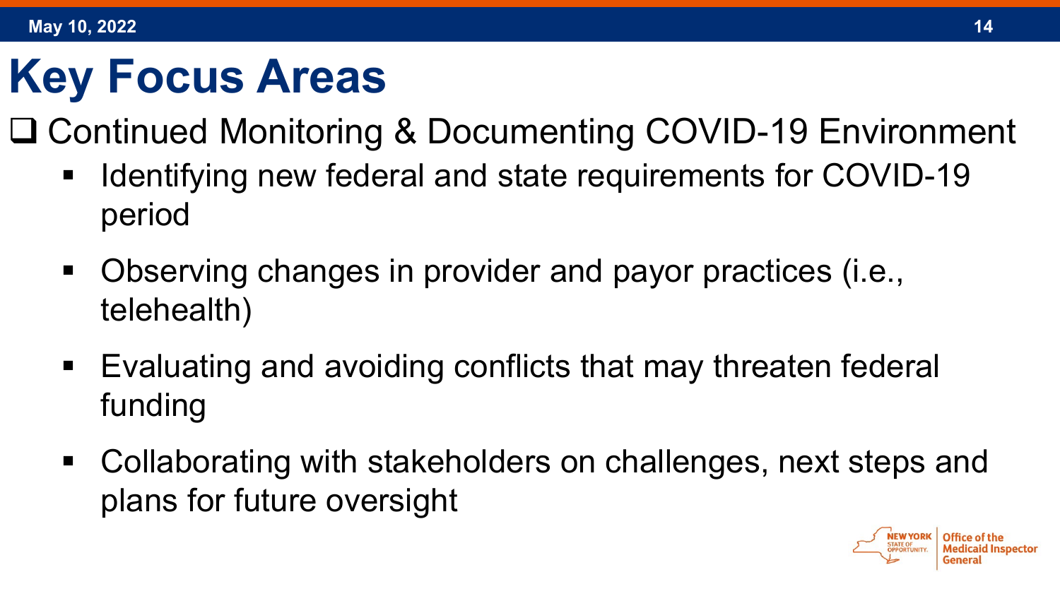# Key Focus Areas

- Continued Monitoring & Documenting COVID-19 Environment
  - Identifying new federal and state requirements for COVID-19 period
  - Observing changes in provider and payor practices (i.e., telehealth)
  - Evaluating and avoiding conflicts that may threaten federal funding
  - Collaborating with stakeholders on challenges, next steps and plans for future oversight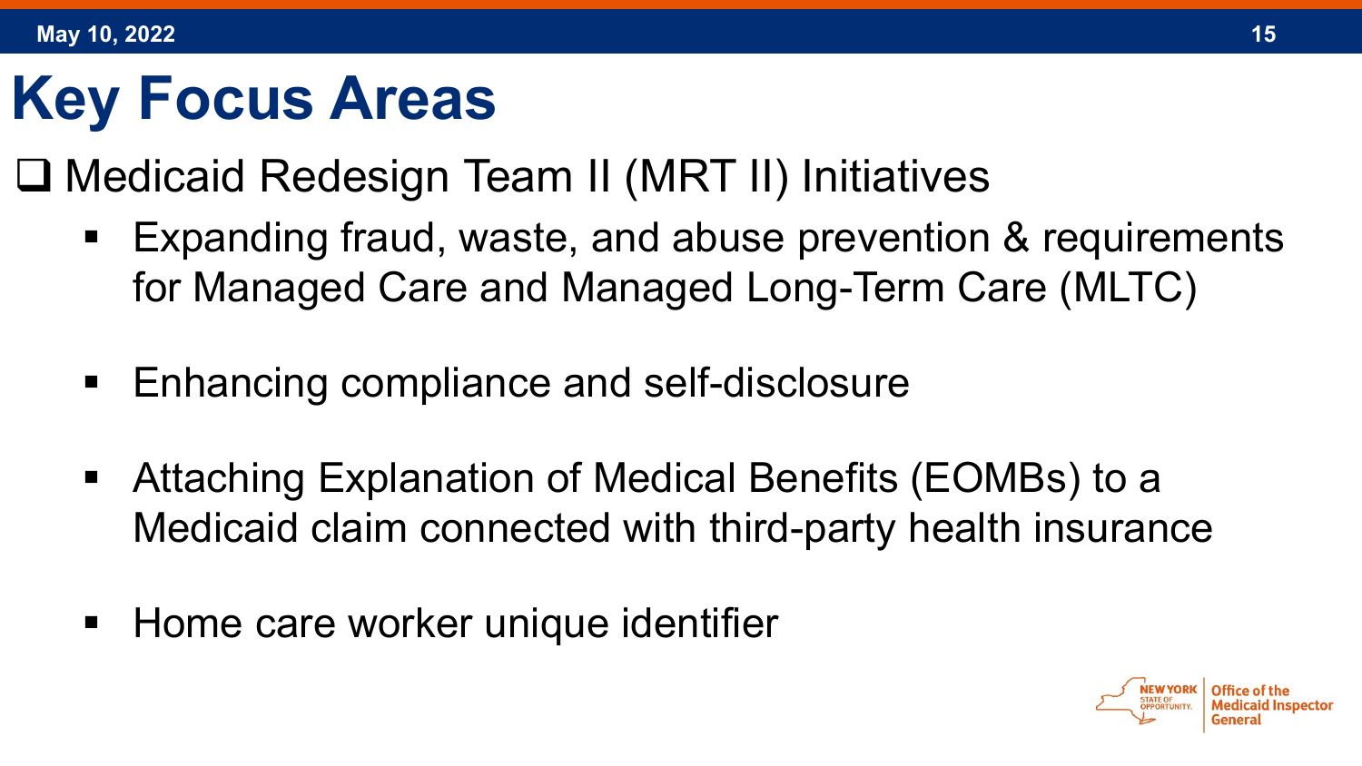# Key Focus Areas

- Medicaid Redesign Team II (MRT II) Initiatives
  - Expanding fraud, waste, and abuse prevention & requirements for Managed Care and Managed Long-Term Care (MLTC)
  - Enhancing compliance and self-disclosure
  - Attaching Explanation of Medical Benefits (EOMBs) to a Medicaid claim connected with third-party health insurance
  - Home care worker unique identifier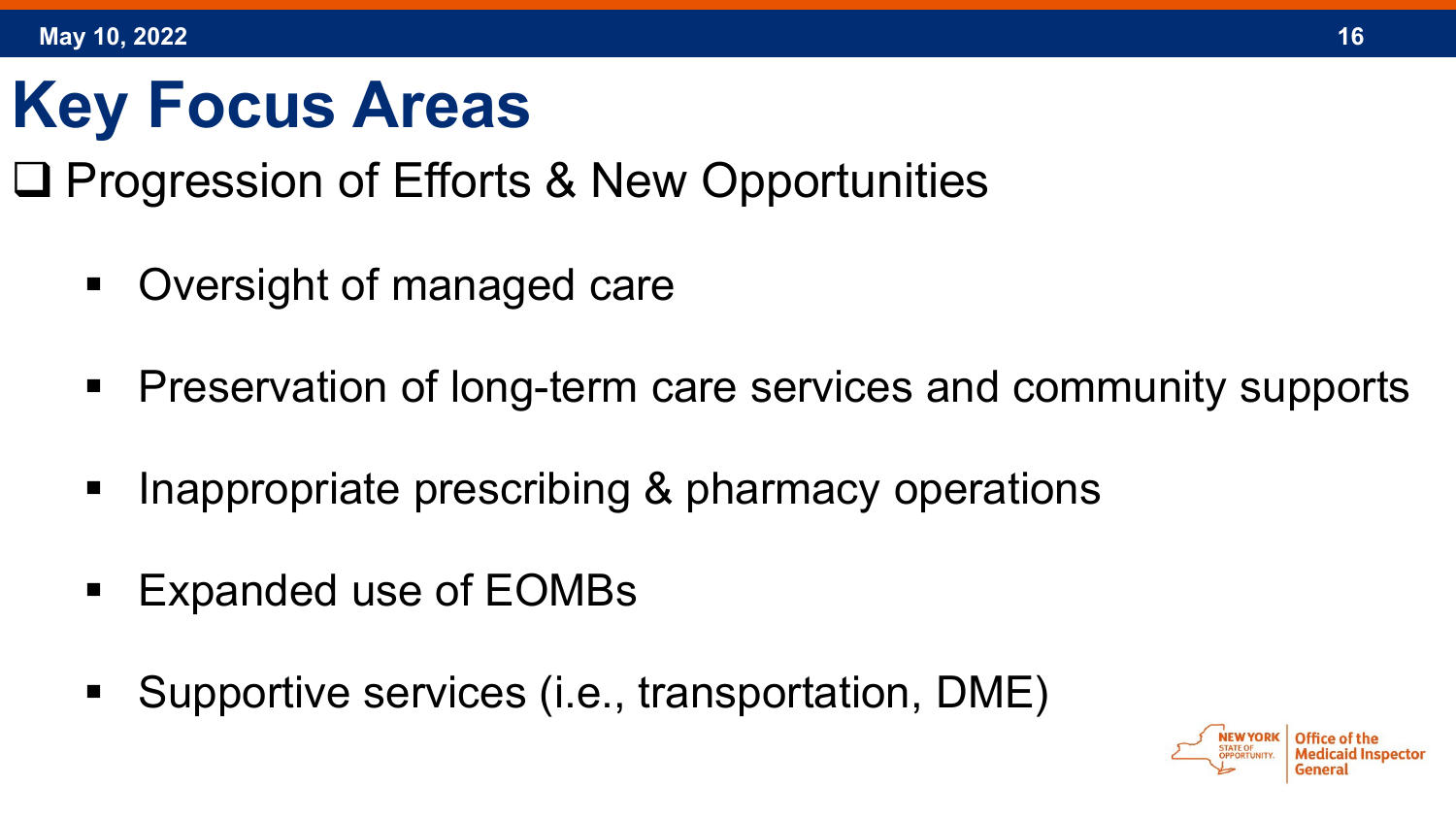# Key Focus Areas

- Progression of Efforts & New Opportunities

  - Oversight of managed care
  - Preservation of long-term care services and community supports
  - Inappropriate prescribing & pharmacy operations
  - Expanded use of EOMBs
  - Supportive services (i.e., transportation, DME)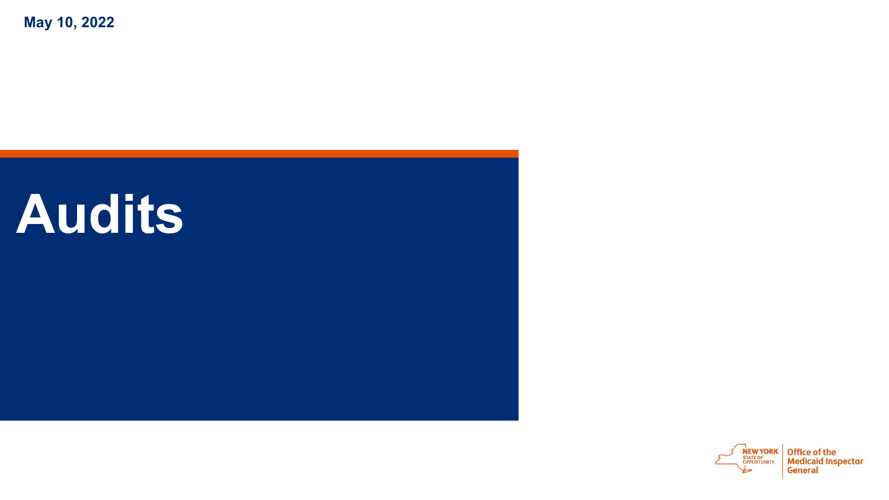May 10, 2022

# Audits

NEW YORK STATE OF OPPORTUNITY. | Office of the Medicaid Inspector General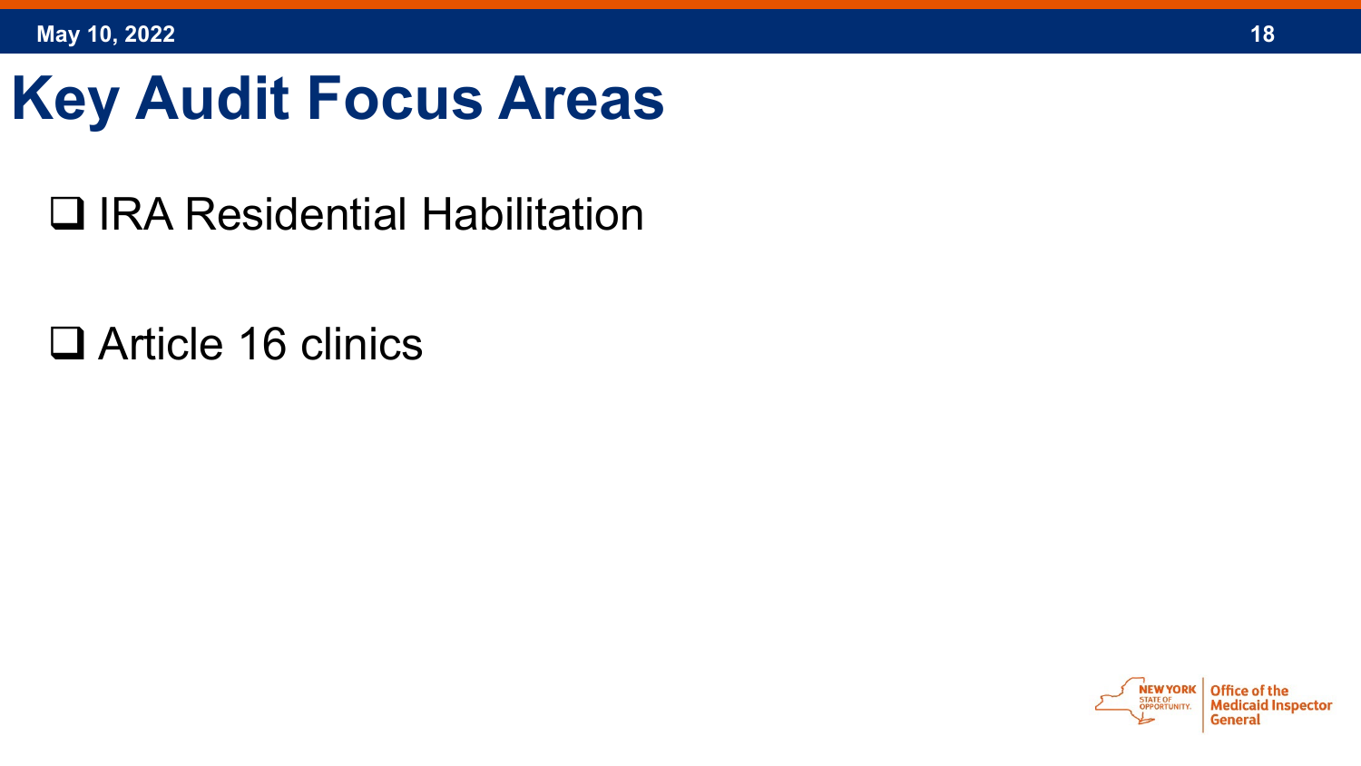# Key Audit Focus Areas

- IRA Residential Habilitation
- Article 16 clinics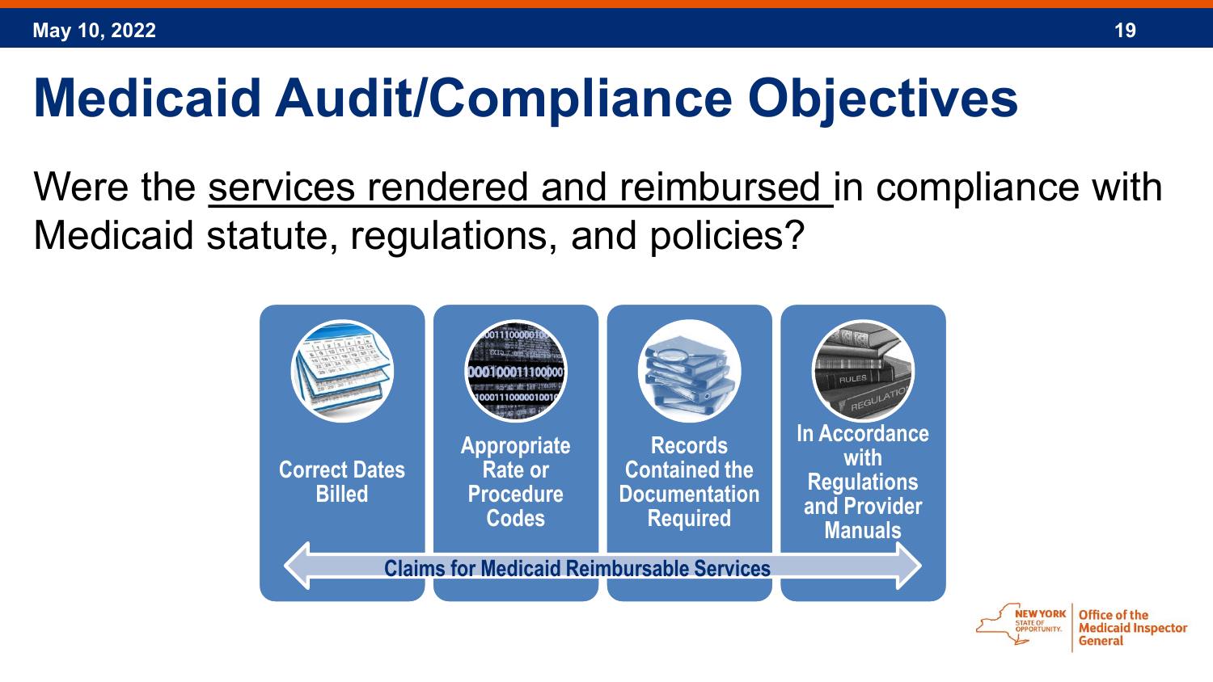# Medicaid Audit/Compliance Objectives

Were the services rendered and reimbursed in compliance with Medicaid statute, regulations, and policies?

- Correct Dates Billed
- Appropriate Rate or Procedure Codes
- Records Contained the Documentation Required
- In Accordance with Regulations and Provider Manuals

Claims for Medicaid Reimbursable Services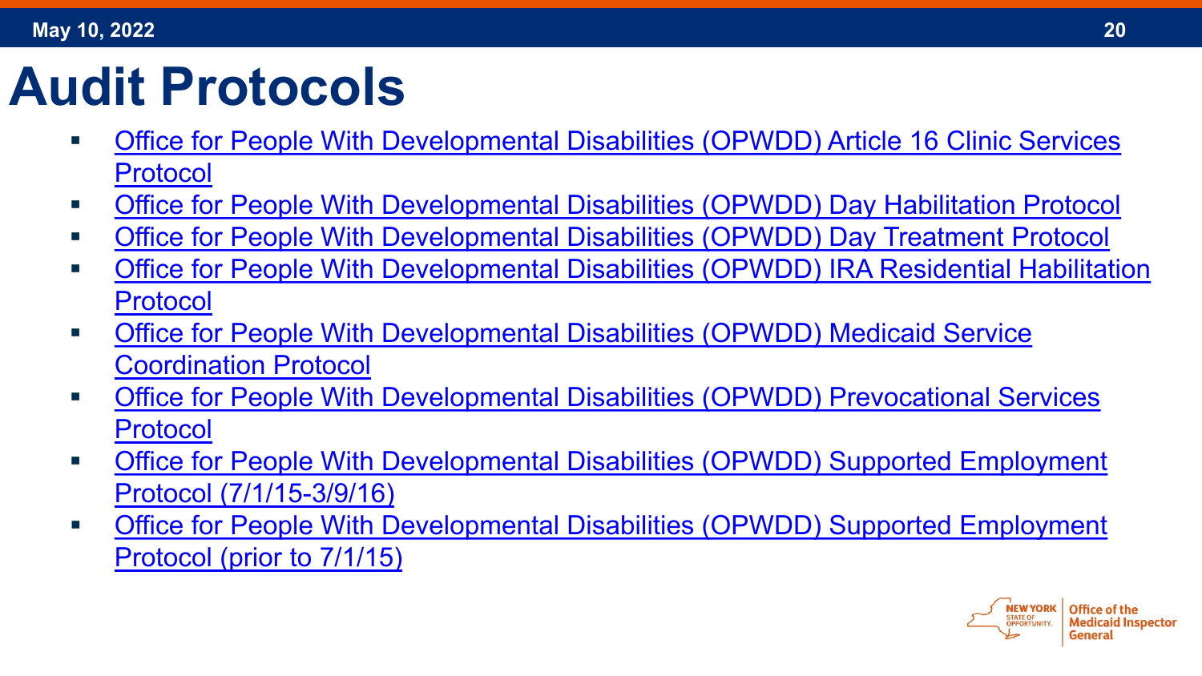# Audit Protocols

- Office for People With Developmental Disabilities (OPWDD) Article 16 Clinic Services Protocol
- Office for People With Developmental Disabilities (OPWDD) Day Habilitation Protocol
- Office for People With Developmental Disabilities (OPWDD) Day Treatment Protocol
- Office for People With Developmental Disabilities (OPWDD) IRA Residential Habilitation Protocol
- Office for People With Developmental Disabilities (OPWDD) Medicaid Service Coordination Protocol
- Office for People With Developmental Disabilities (OPWDD) Prevocational Services Protocol
- Office for People With Developmental Disabilities (OPWDD) Supported Employment Protocol (7/1/15-3/9/16)
- Office for People With Developmental Disabilities (OPWDD) Supported Employment Protocol (prior to 7/1/15)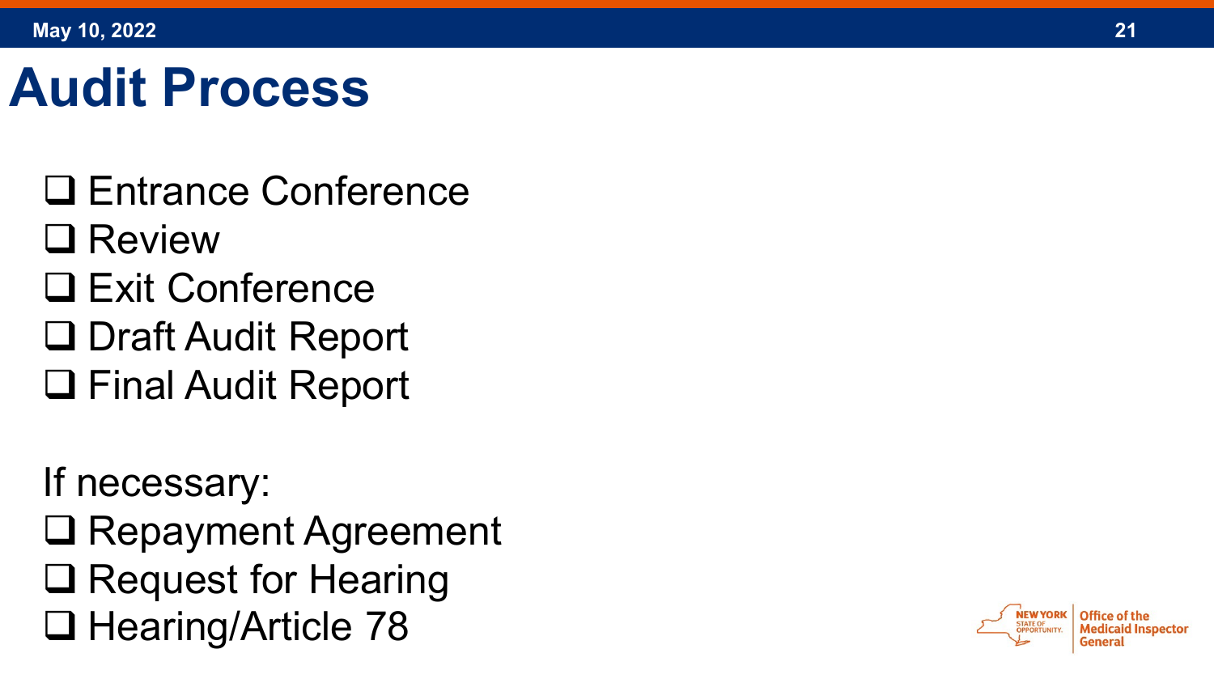# Audit Process

- ❑ Entrance Conference
- ❑ Review
- ❑ Exit Conference
- ❑ Draft Audit Report
- ❑ Final Audit Report

If necessary:

- ❑ Repayment Agreement
- ❑ Request for Hearing
- ❑ Hearing/Article 78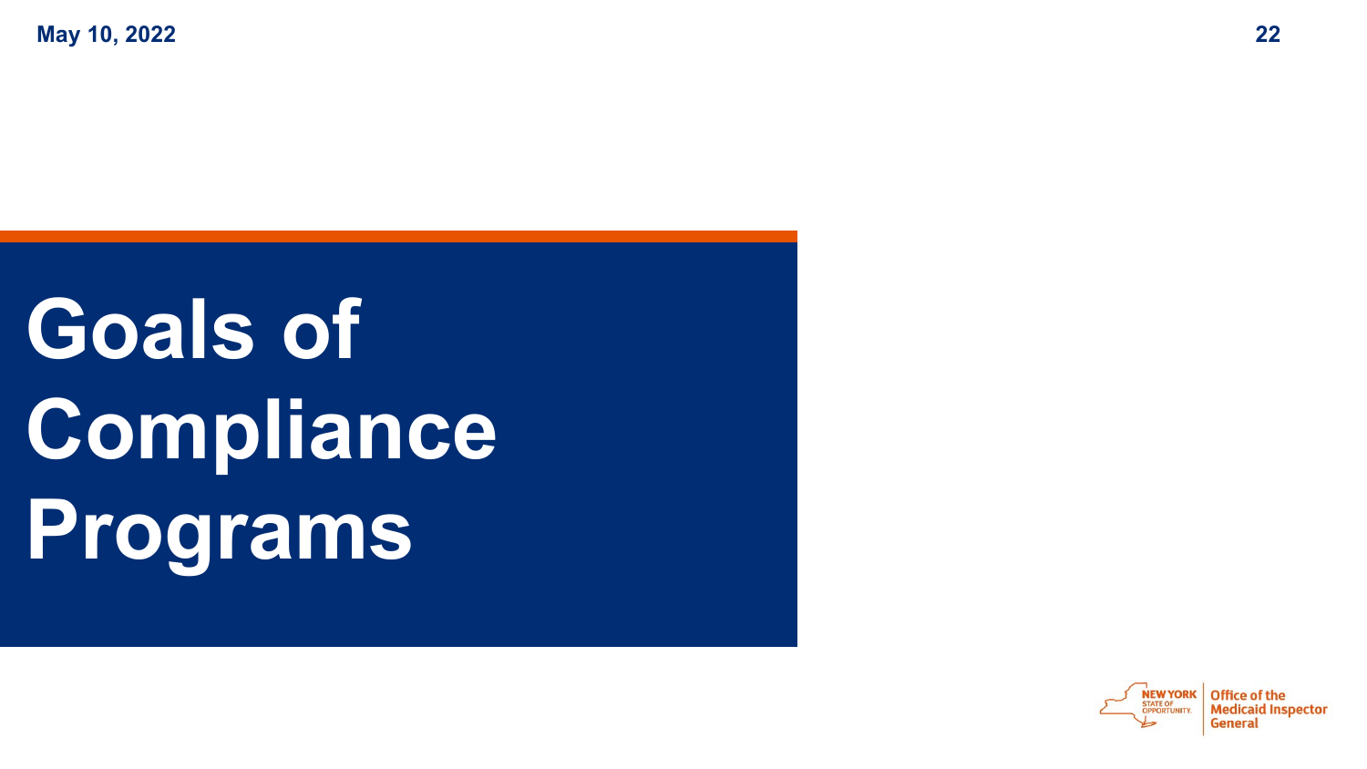# Goals of Compliance Programs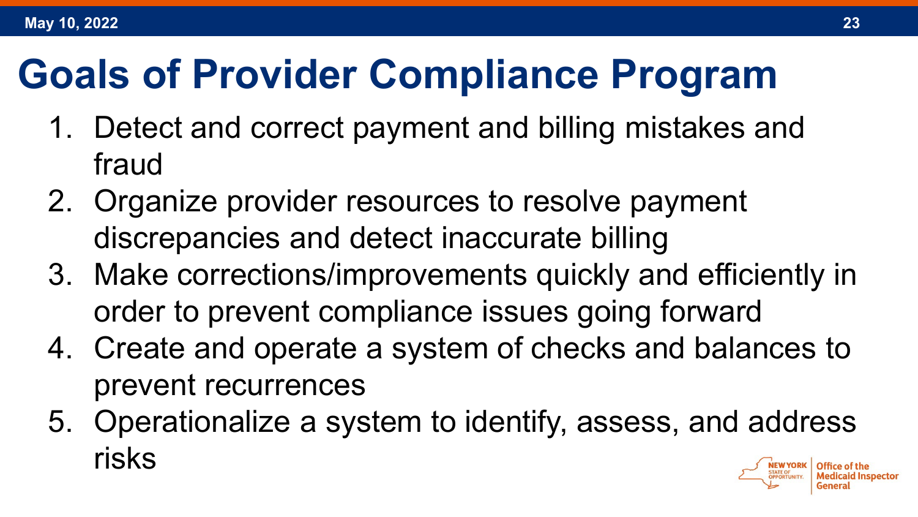# Goals of Provider Compliance Program

1. Detect and correct payment and billing mistakes and fraud
2. Organize provider resources to resolve payment discrepancies and detect inaccurate billing
3. Make corrections/improvements quickly and efficiently in order to prevent compliance issues going forward
4. Create and operate a system of checks and balances to prevent recurrences
5. Operationalize a system to identify, assess, and address risks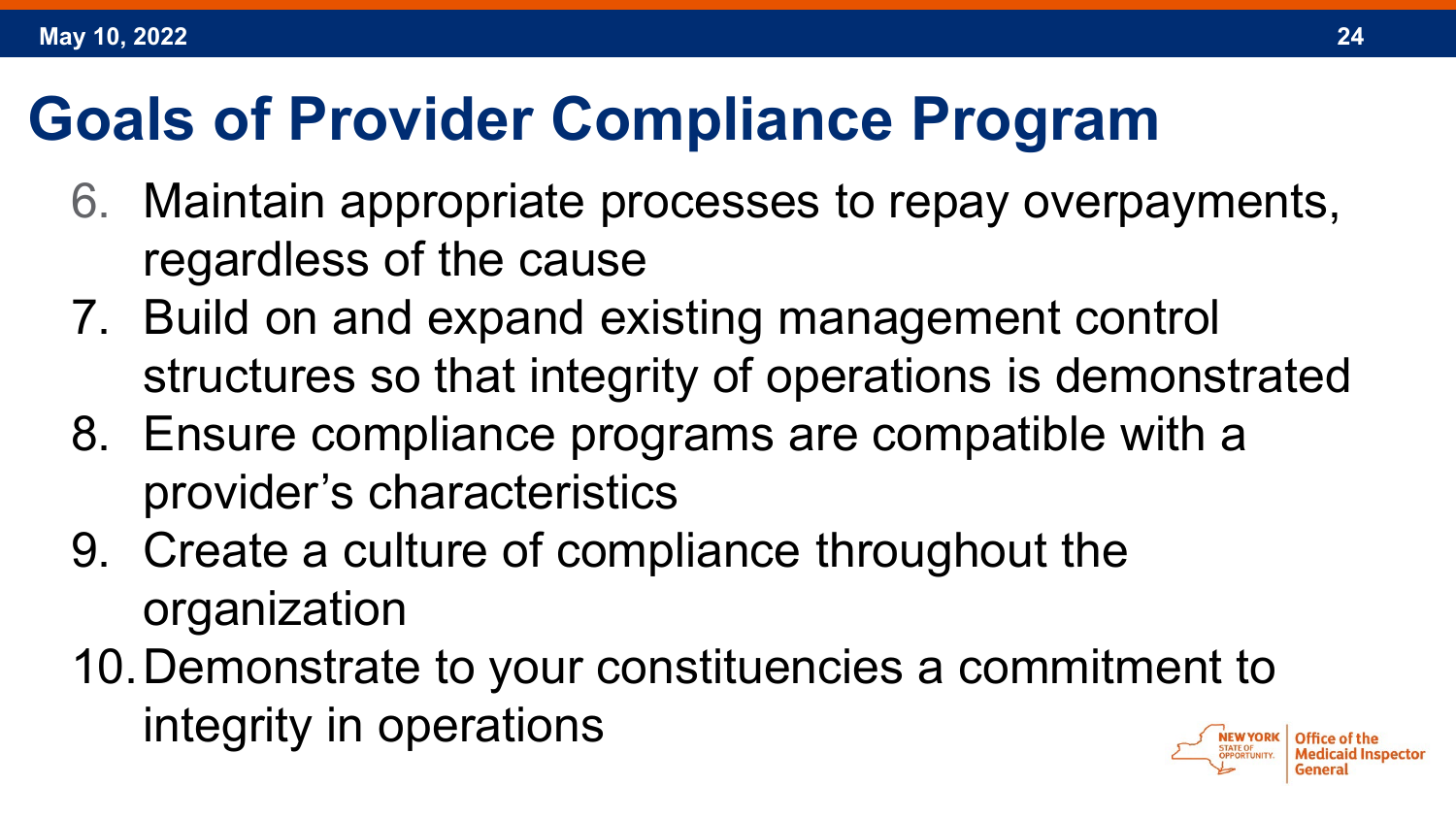# Goals of Provider Compliance Program

6. Maintain appropriate processes to repay overpayments, regardless of the cause
7. Build on and expand existing management control structures so that integrity of operations is demonstrated
8. Ensure compliance programs are compatible with a provider's characteristics
9. Create a culture of compliance throughout the organization
10. Demonstrate to your constituencies a commitment to integrity in operations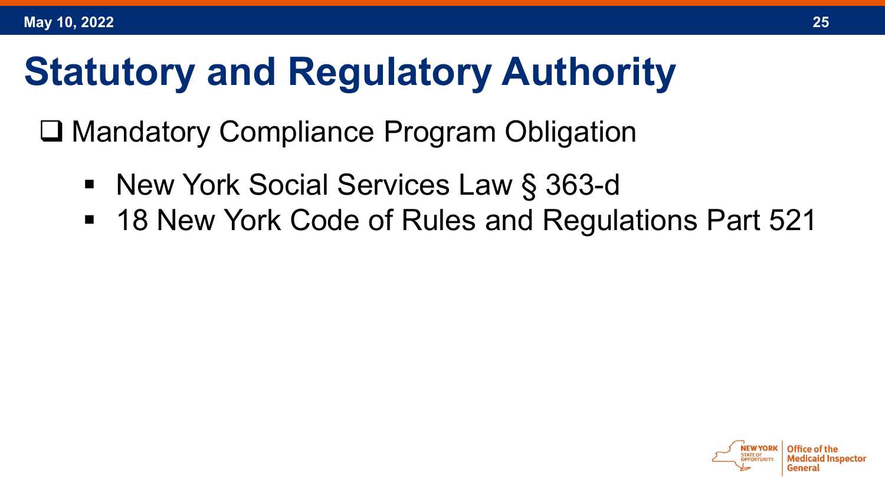# Statistical and Regulatory Authority

- Mandatory Compliance Program Obligation
  - New York Social Services Law § 363-d
  - 18 New York Code of Rules and Regulations Part 521

# Statutory and Regulatory Authority

- Mandatory Compliance Program Obligation
  - New York Social Services Law § 363-d
  - 18 New York Code of Rules and Regulations Part 521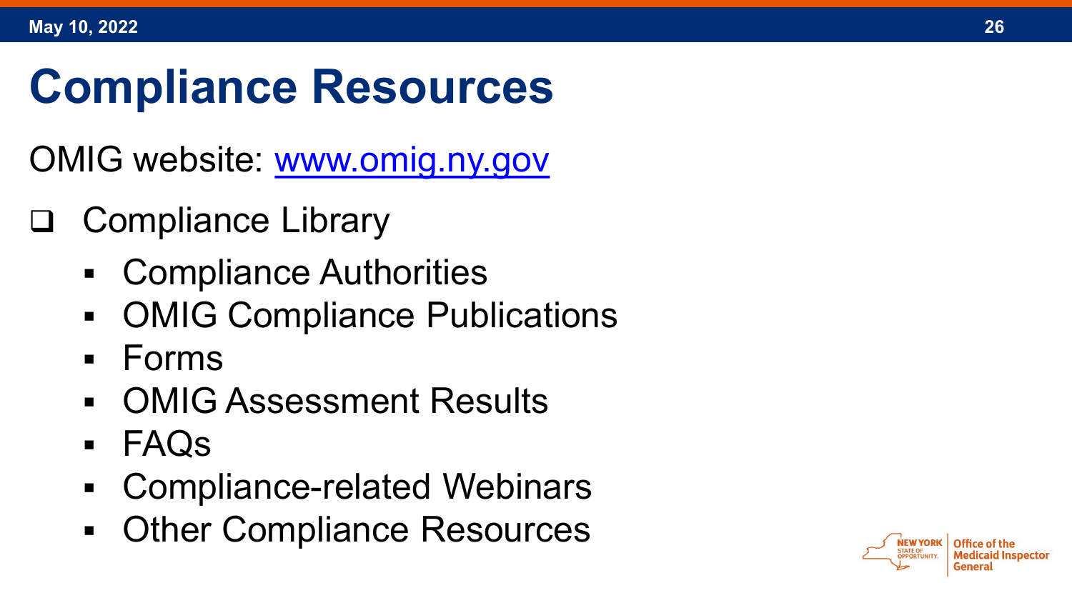# Compliance Resources

OMIG website: [www.omig.ny.gov](http://www.omig.ny.gov)

- Compliance Library
  - Compliance Authorities
  - OMIG Compliance Publications
  - Forms
  - OMIG Assessment Results
  - FAQs
  - Compliance-related Webinars
  - Other Compliance Resources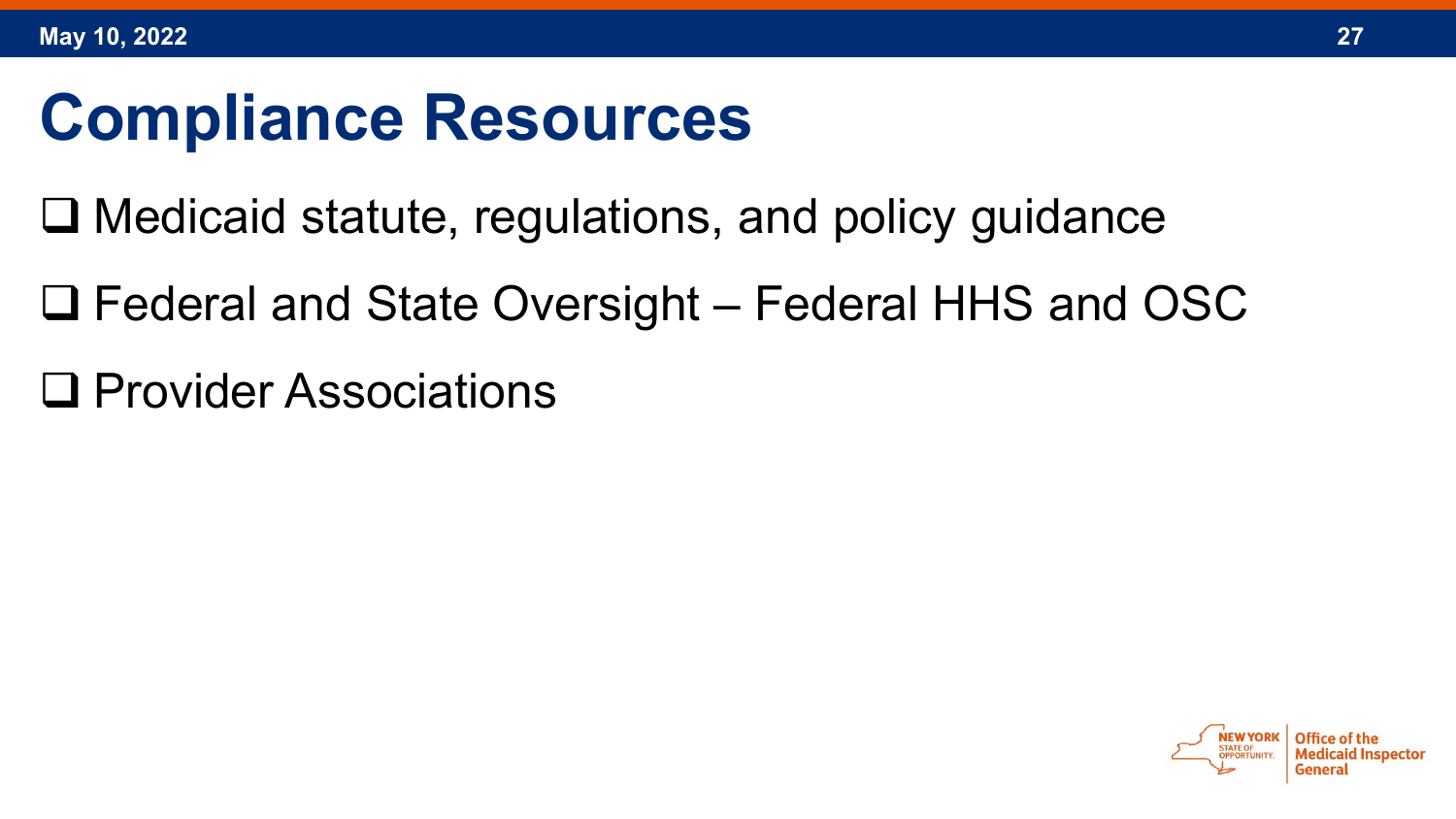# Compliance Resources

- ❑ Medicaid statute, regulations, and policy guidance
- ❑ Federal and State Oversight – Federal HHS and OSC
- ❑ Provider Associations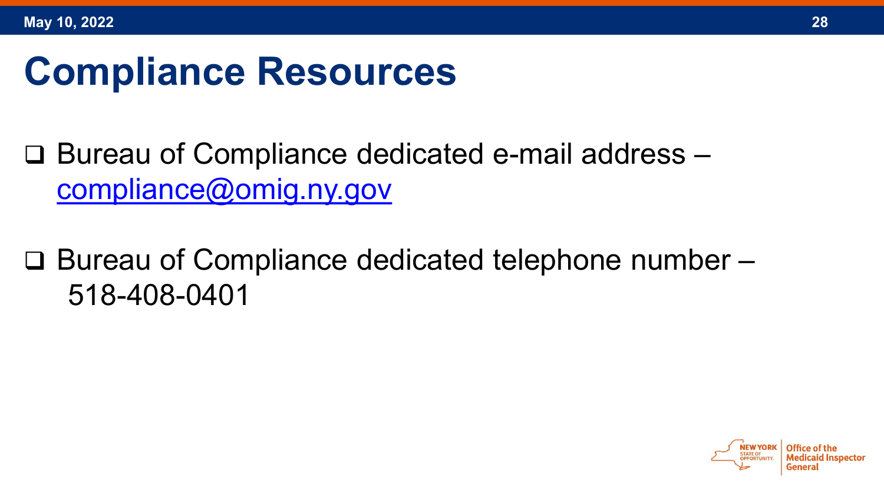# Compliance Resources

- Bureau of Compliance dedicated e-mail address – [compliance@omig.ny.gov](mailto:compliance@omig.ny.gov)

- Bureau of Compliance dedicated telephone number – 518-408-0401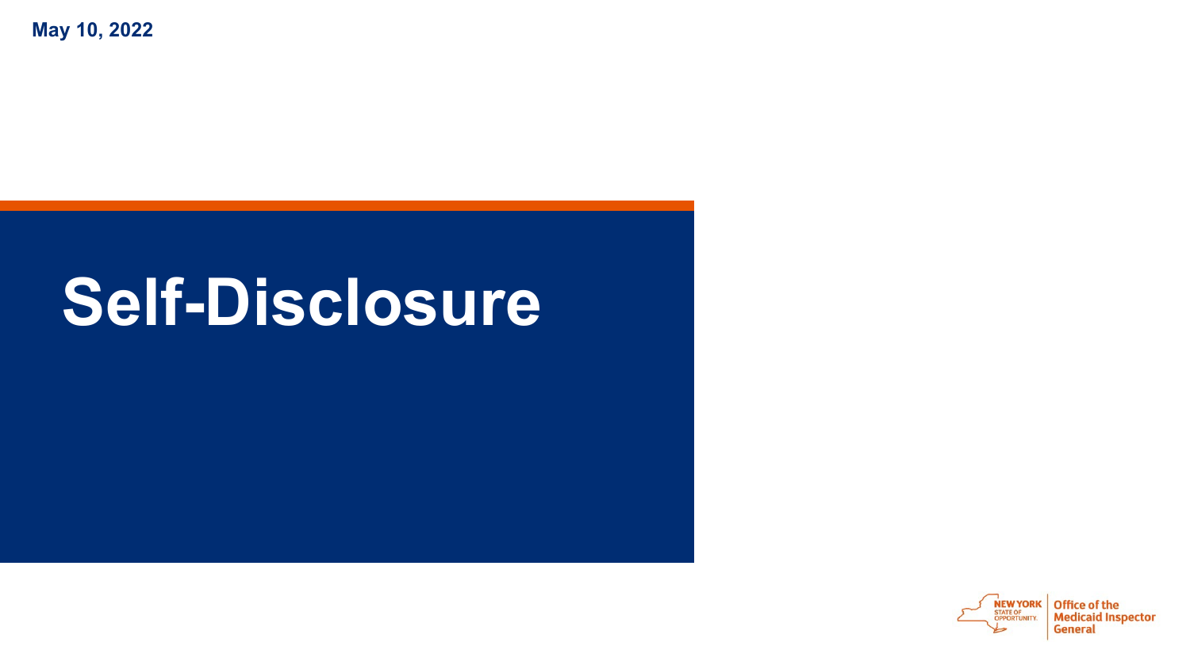May 10, 2022

# Self-Disclosure

NEW YORK STATE OF OPPORTUNITY. | Office of the Medicaid Inspector General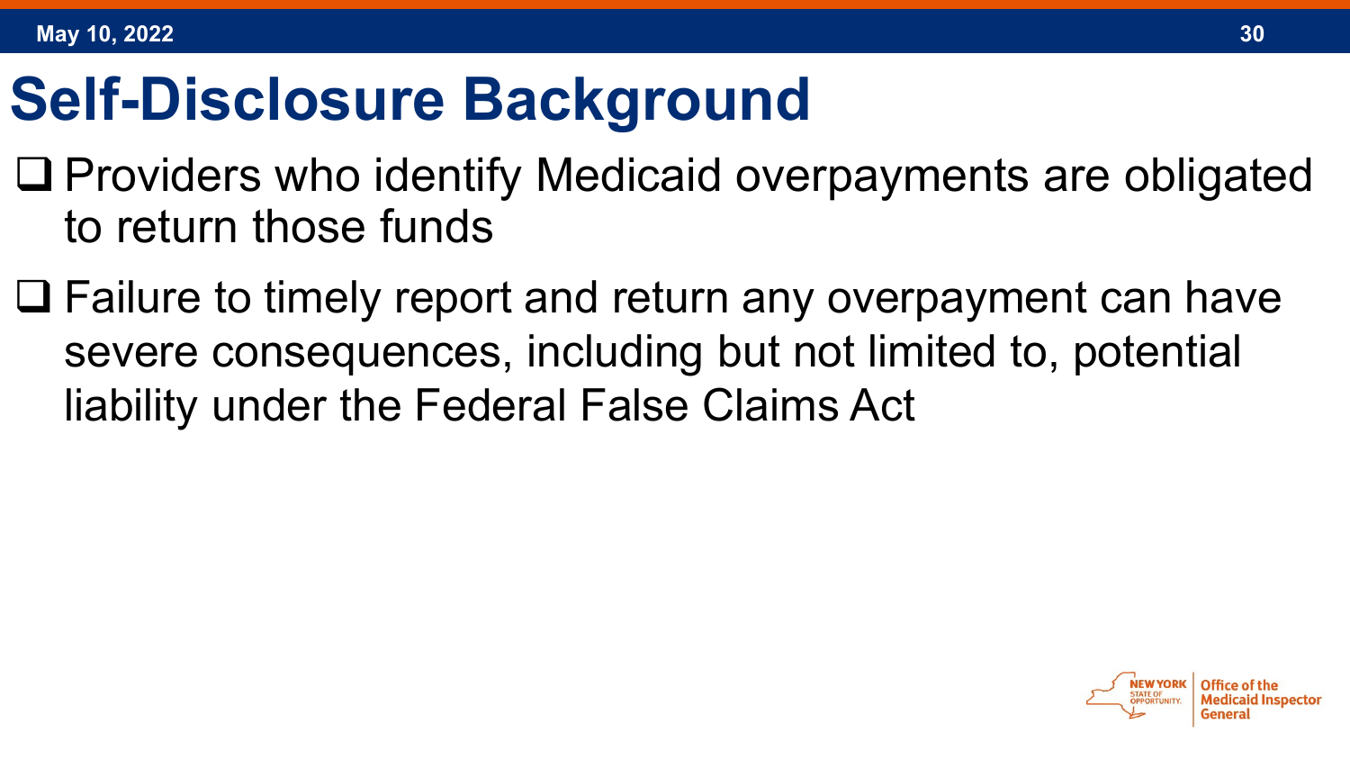# Self-Disclosure Background

- Providers who identify Medicaid overpayments are obligated to return those funds
- Failure to timely report and return any overpayment can have severe consequences, including but not limited to, potential liability under the Federal False Claims Act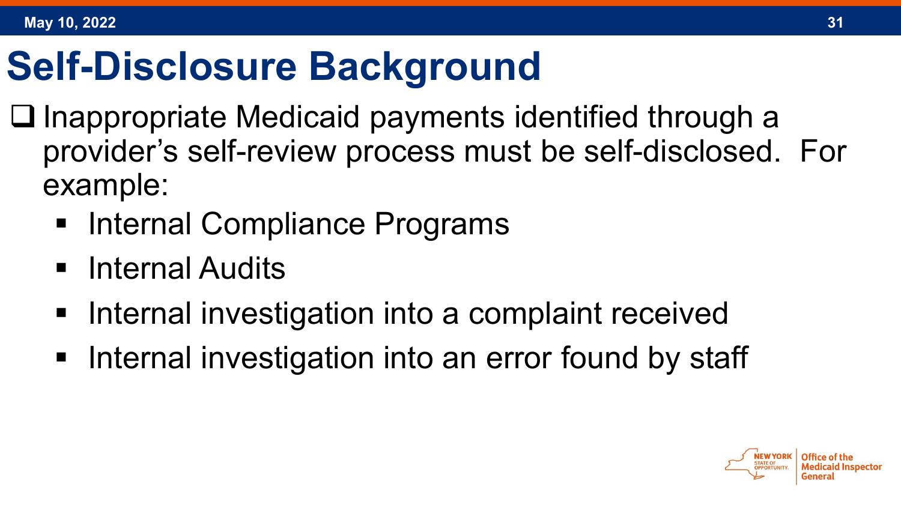# Self-Disclosure Background

- Inappropriate Medicaid payments identified through a provider's self-review process must be self-disclosed. For example:
  - Internal Compliance Programs
  - Internal Audits
  - Internal investigation into a complaint received
  - Internal investigation into an error found by staff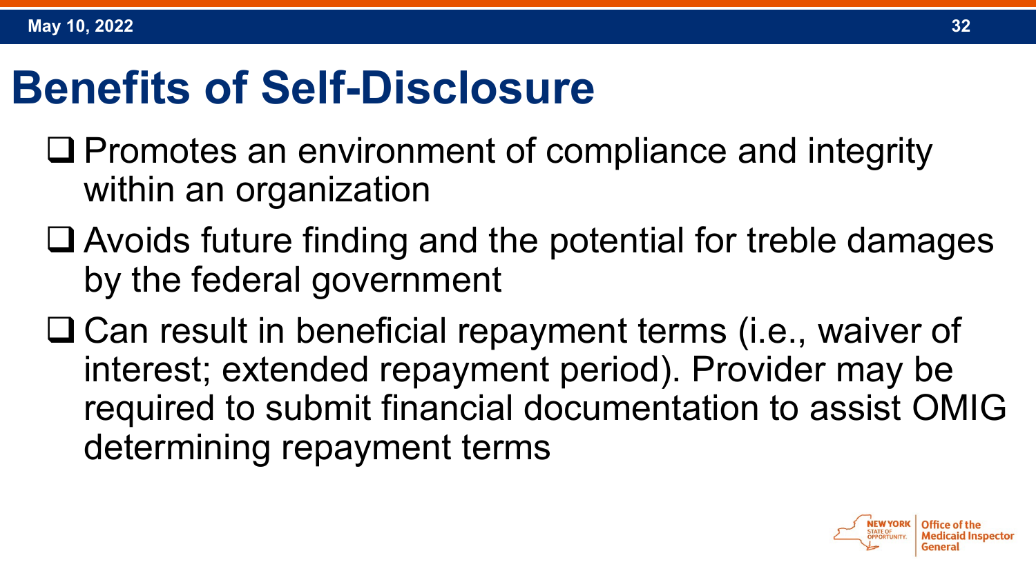# Benefits of Self-Disclosure

- Promotes an environment of compliance and integrity within an organization
- Avoids future finding and the potential for treble damages by the federal government
- Can result in beneficial repayment terms (i.e., waiver of interest; extended repayment period). Provider may be required to submit financial documentation to assist OMIG determining repayment terms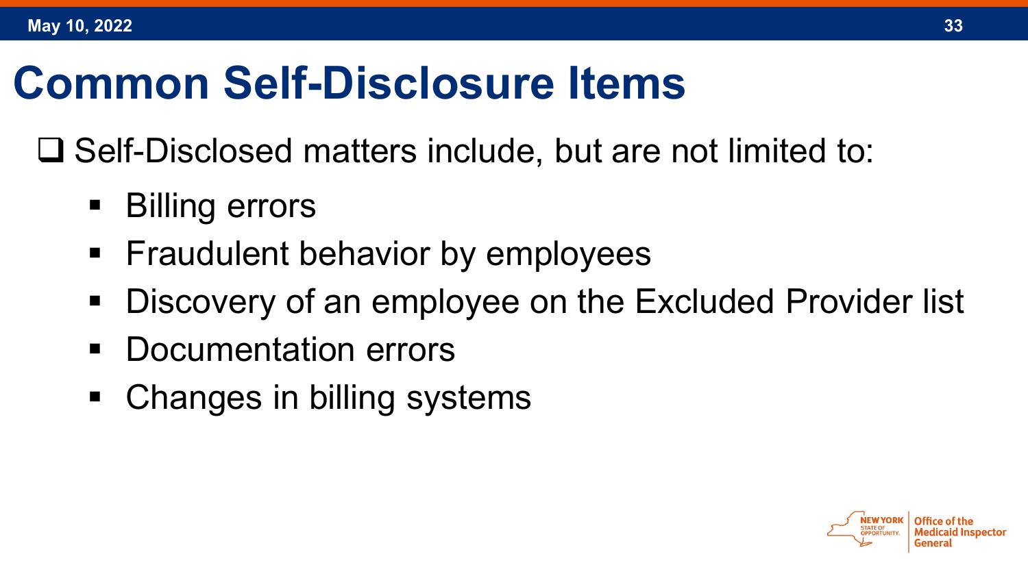# Common Self-Disclosure Items

- Self-Disclosed matters include, but are not limited to:
  - Billing errors
  - Fraudulent behavior by employees
  - Discovery of an employee on the Excluded Provider list
  - Documentation errors
  - Changes in billing systems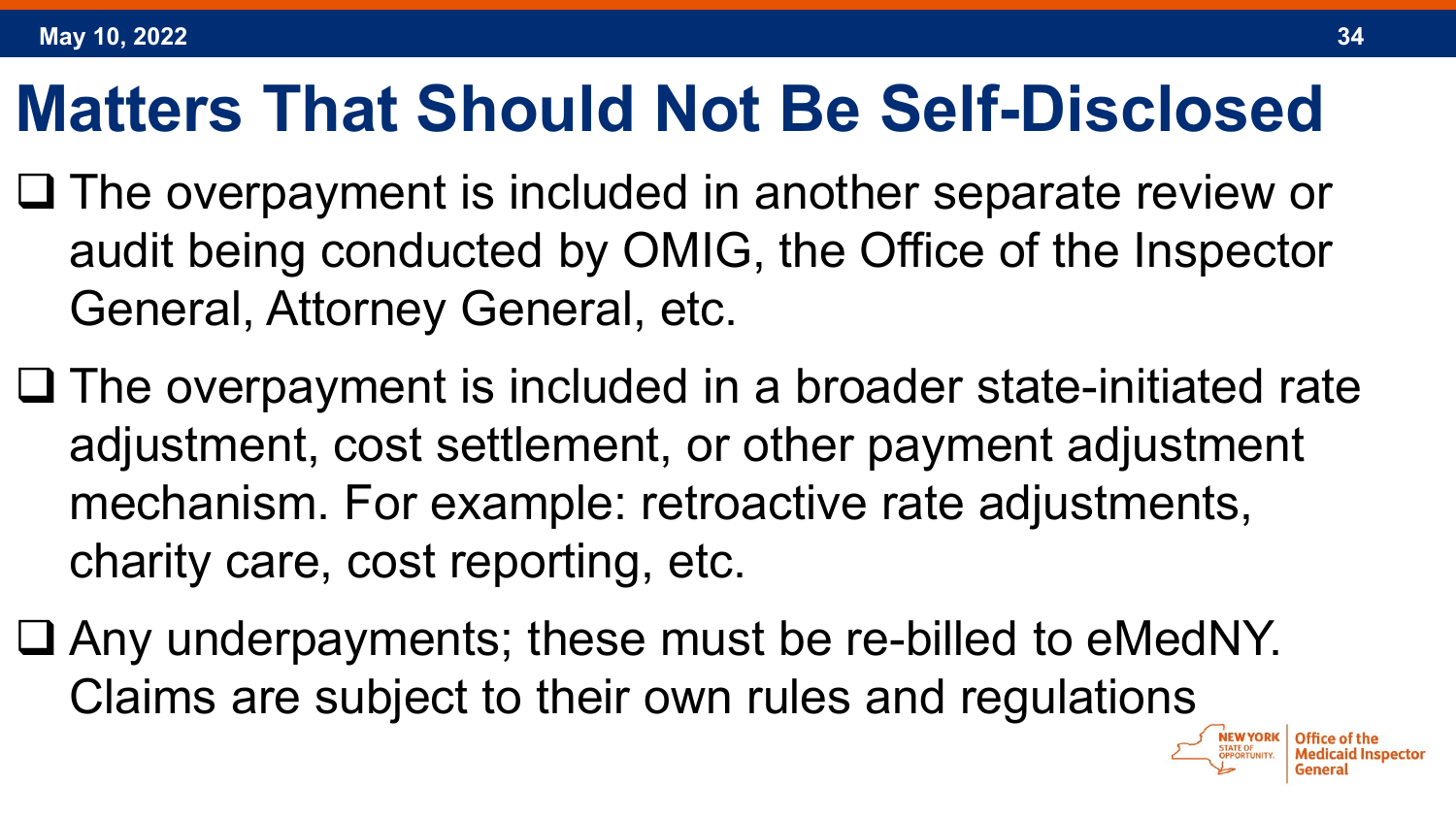# Matters That Should Not Be Self-Disclosed

- The overpayment is included in another separate review or audit being conducted by OMIG, the Office of the Inspector General, Attorney General, etc.
- The overpayment is included in a broader state-initiated rate adjustment, cost settlement, or other payment adjustment mechanism. For example: retroactive rate adjustments, charity care, cost reporting, etc.
- Any underpayments; these must be re-billed to eMedNY. Claims are subject to their own rules and regulations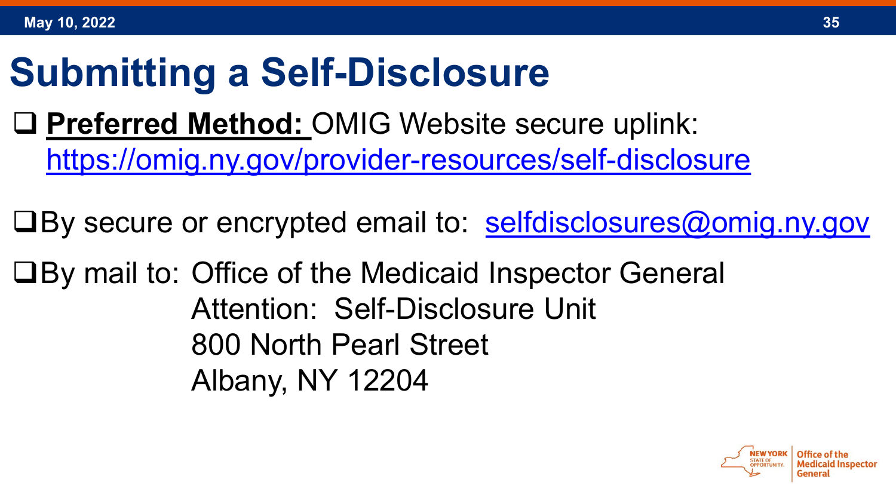# Submitting a Self-Disclosure

- **Preferred Method:** OMIG Website secure uplink: https://omig.ny.gov/provider-resources/self-disclosure
- By secure or encrypted email to: selfdisclosures@omig.ny.gov
- By mail to: Office of the Medicaid Inspector General  
  Attention: Self-Disclosure Unit  
  800 North Pearl Street  
  Albany, NY 12204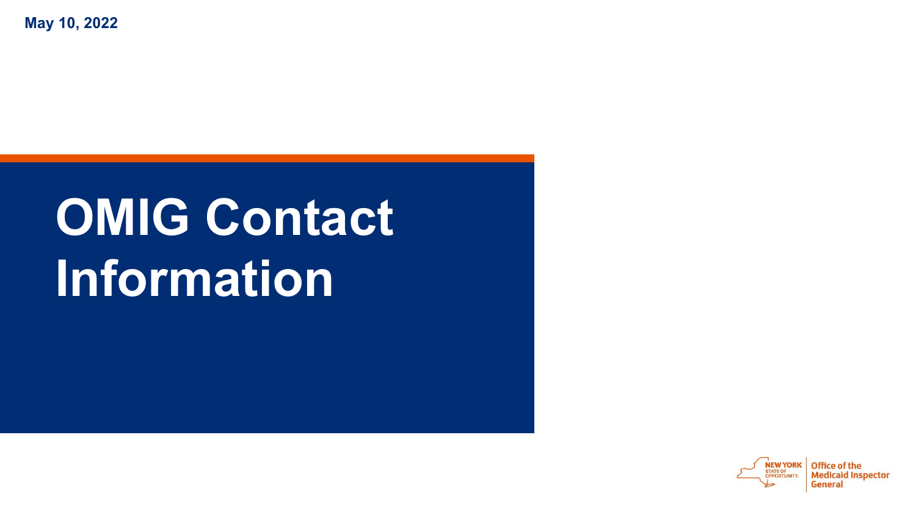May 10, 2022

# OMIG Contact Information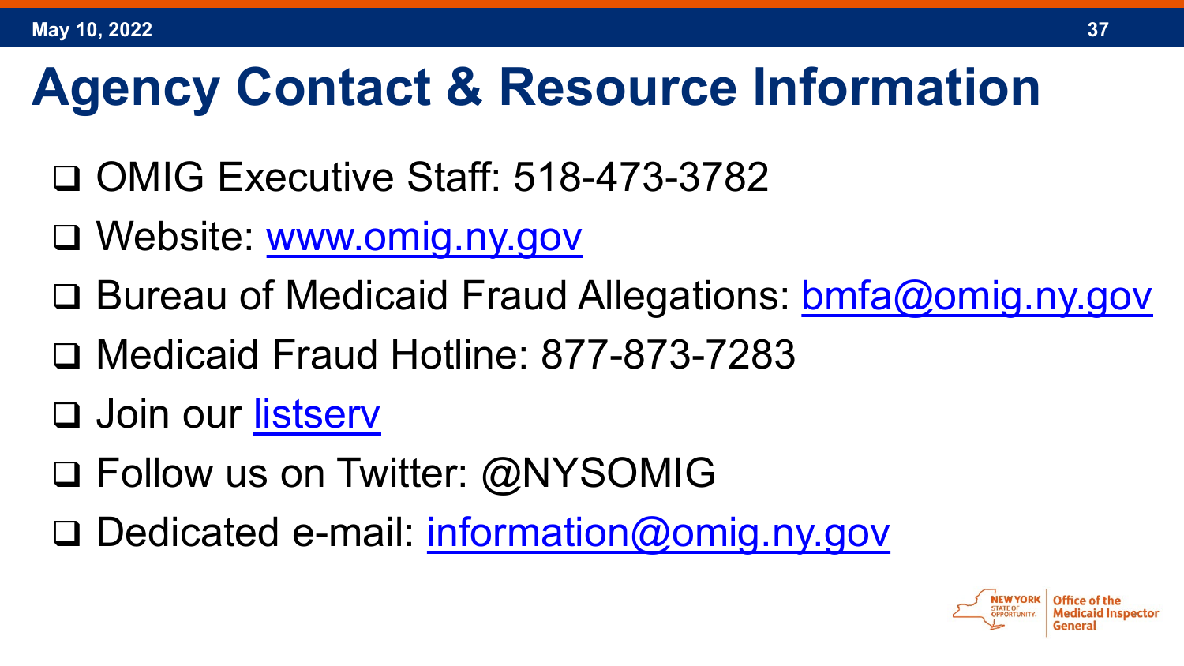# Agency Contact & Resource Information

- OMIG Executive Staff: 518-473-3782
- Website: [www.omig.ny.gov](http://www.omig.ny.gov)
- Bureau of Medicaid Fraud Allegations: [bmfa@omig.ny.gov](mailto:bmfa@omig.ny.gov)
- Medicaid Fraud Hotline: 877-873-7283
- Join our listserv
- Follow us on Twitter: @NYSOMIG
- Dedicated e-mail: [information@omig.ny.gov](mailto:information@omig.ny.gov)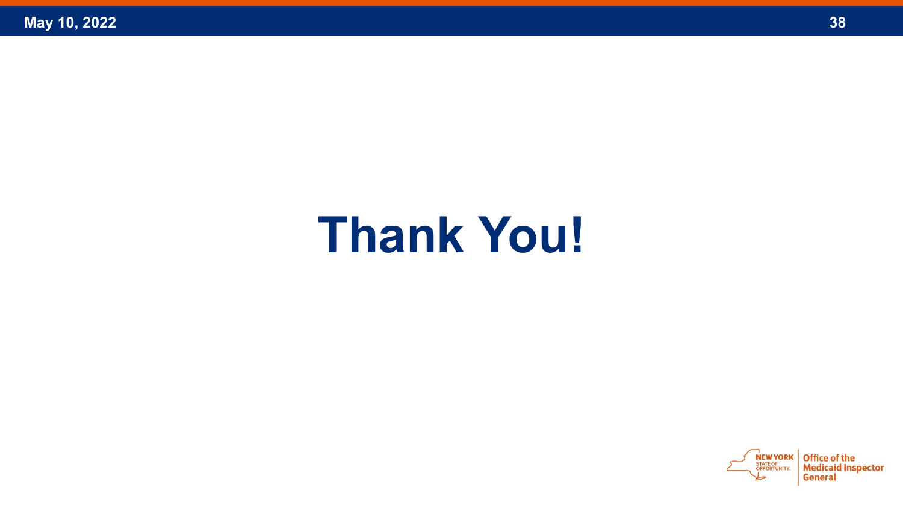# Thank You!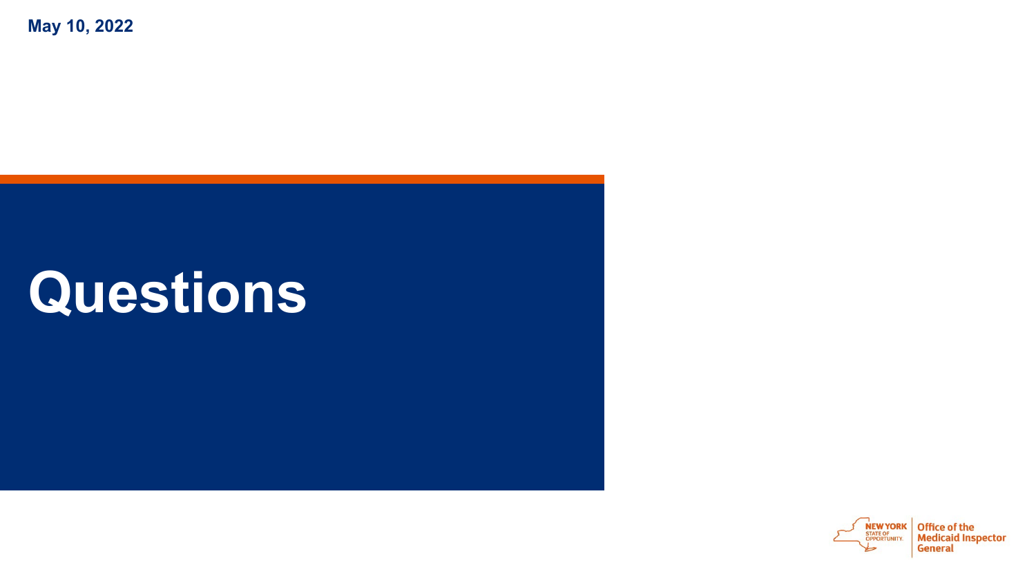May 10, 2022

# Questions